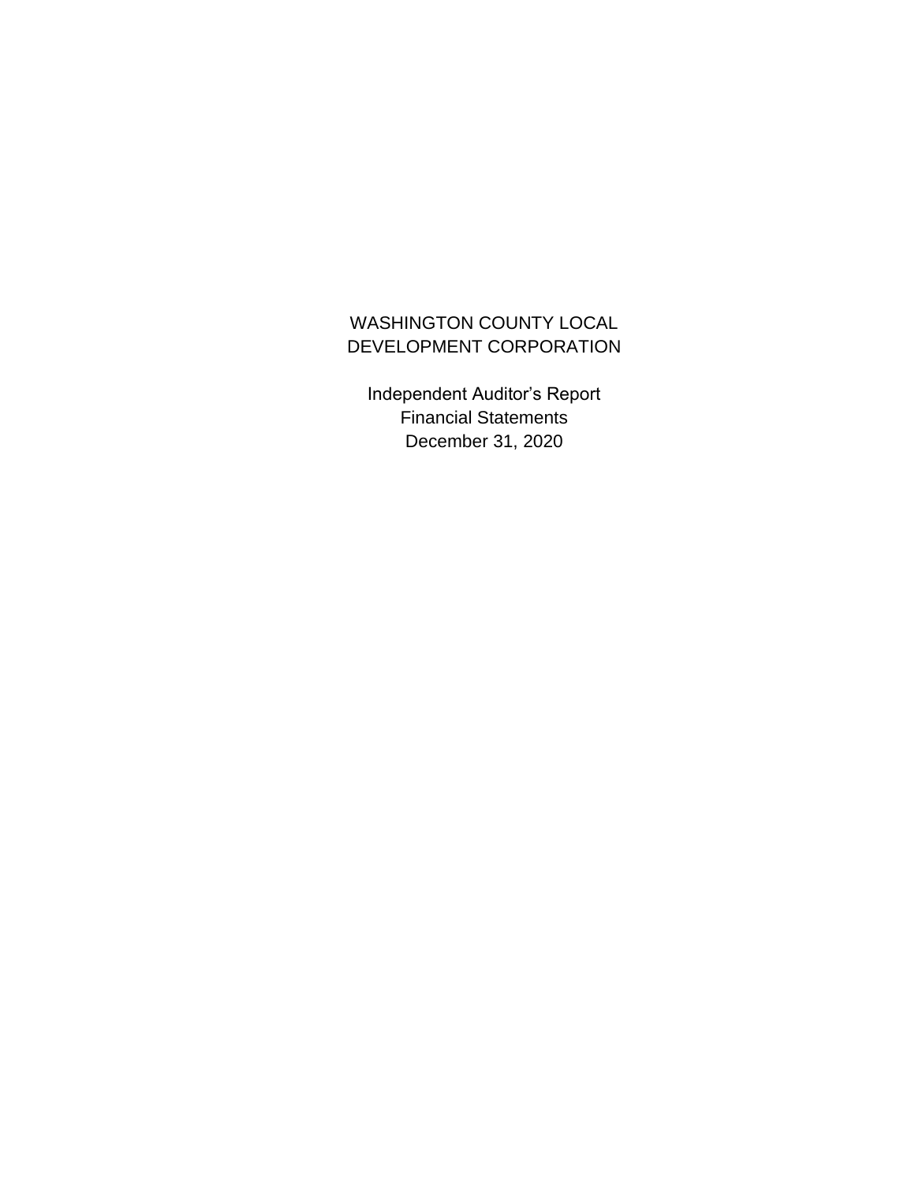# WASHINGTON COUNTY LOCAL DEVELOPMENT CORPORATION

Independent Auditor's Report
Financial Statements
December 31, 2020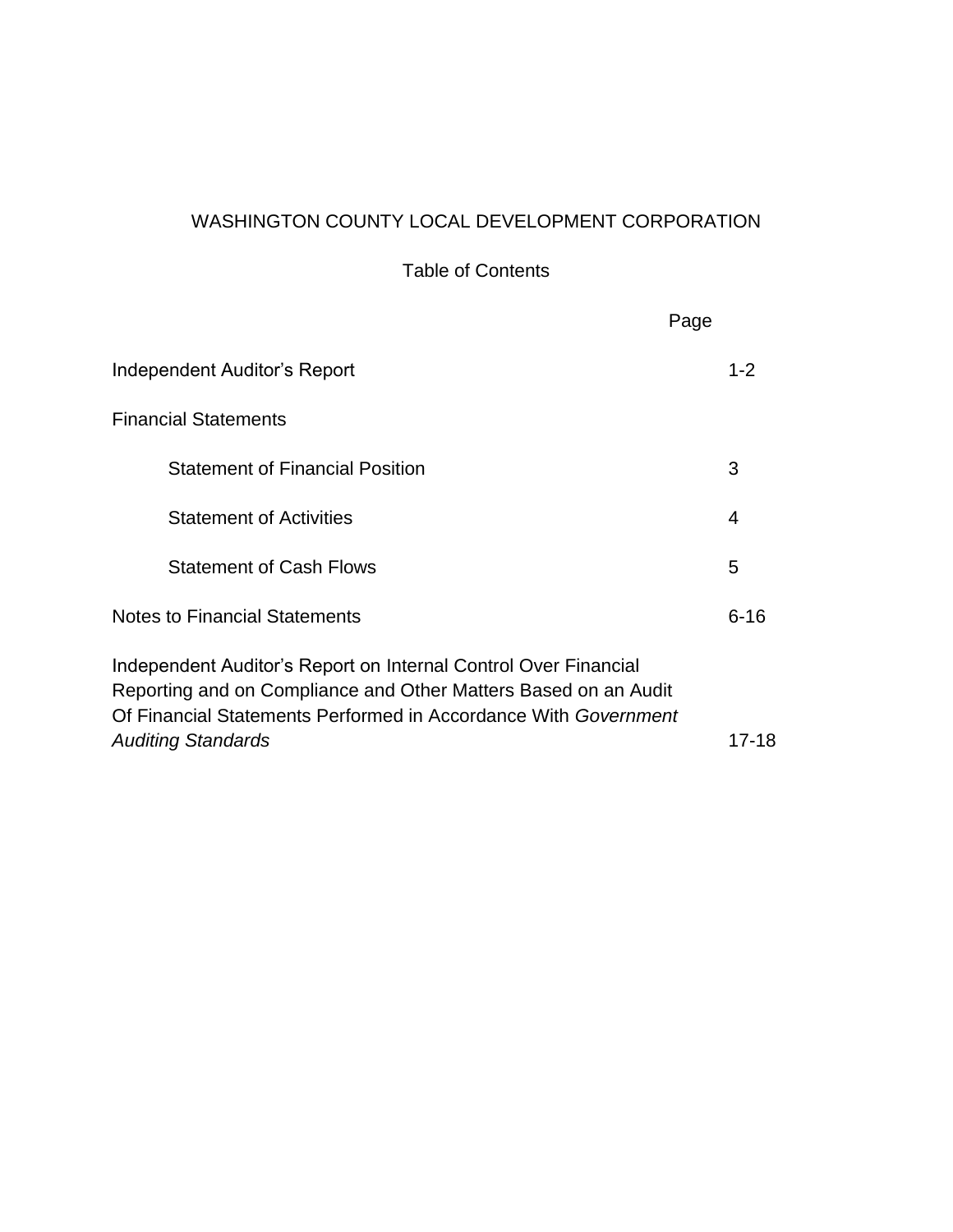# WASHINGTON COUNTY LOCAL DEVELOPMENT CORPORATION

## Table of Contents

| | Page |
|---|---|
| Independent Auditor's Report | 1-2 |
| Financial Statements | |
| Statement of Financial Position | 3 |
| Statement of Activities | 4 |
| Statement of Cash Flows | 5 |
| Notes to Financial Statements | 6-16 |
| Independent Auditor's Report on Internal Control Over Financial Reporting and on Compliance and Other Matters Based on an Audit Of Financial Statements Performed in Accordance With *Government Auditing Standards* | 17-18 |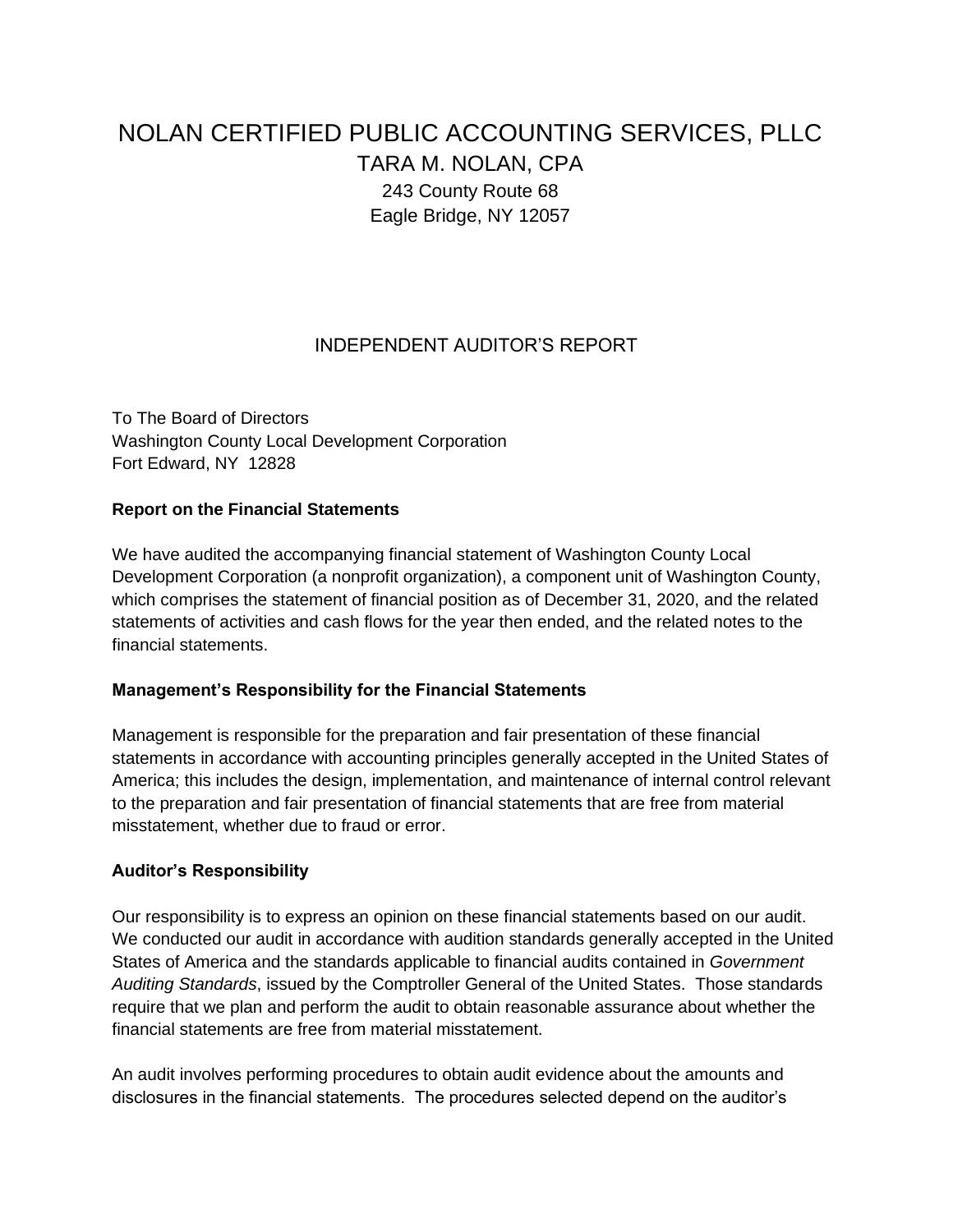# NOLAN CERTIFIED PUBLIC ACCOUNTING SERVICES, PLLC

TARA M. NOLAN, CPA
243 County Route 68
Eagle Bridge, NY 12057

## INDEPENDENT AUDITOR'S REPORT

To The Board of Directors
Washington County Local Development Corporation
Fort Edward, NY 12828

**Report on the Financial Statements**

We have audited the accompanying financial statement of Washington County Local Development Corporation (a nonprofit organization), a component unit of Washington County, which comprises the statement of financial position as of December 31, 2020, and the related statements of activities and cash flows for the year then ended, and the related notes to the financial statements.

**Management's Responsibility for the Financial Statements**

Management is responsible for the preparation and fair presentation of these financial statements in accordance with accounting principles generally accepted in the United States of America; this includes the design, implementation, and maintenance of internal control relevant to the preparation and fair presentation of financial statements that are free from material misstatement, whether due to fraud or error.

**Auditor's Responsibility**

Our responsibility is to express an opinion on these financial statements based on our audit. We conducted our audit in accordance with audition standards generally accepted in the United States of America and the standards applicable to financial audits contained in *Government Auditing Standards*, issued by the Comptroller General of the United States. Those standards require that we plan and perform the audit to obtain reasonable assurance about whether the financial statements are free from material misstatement.

An audit involves performing procedures to obtain audit evidence about the amounts and disclosures in the financial statements. The procedures selected depend on the auditor's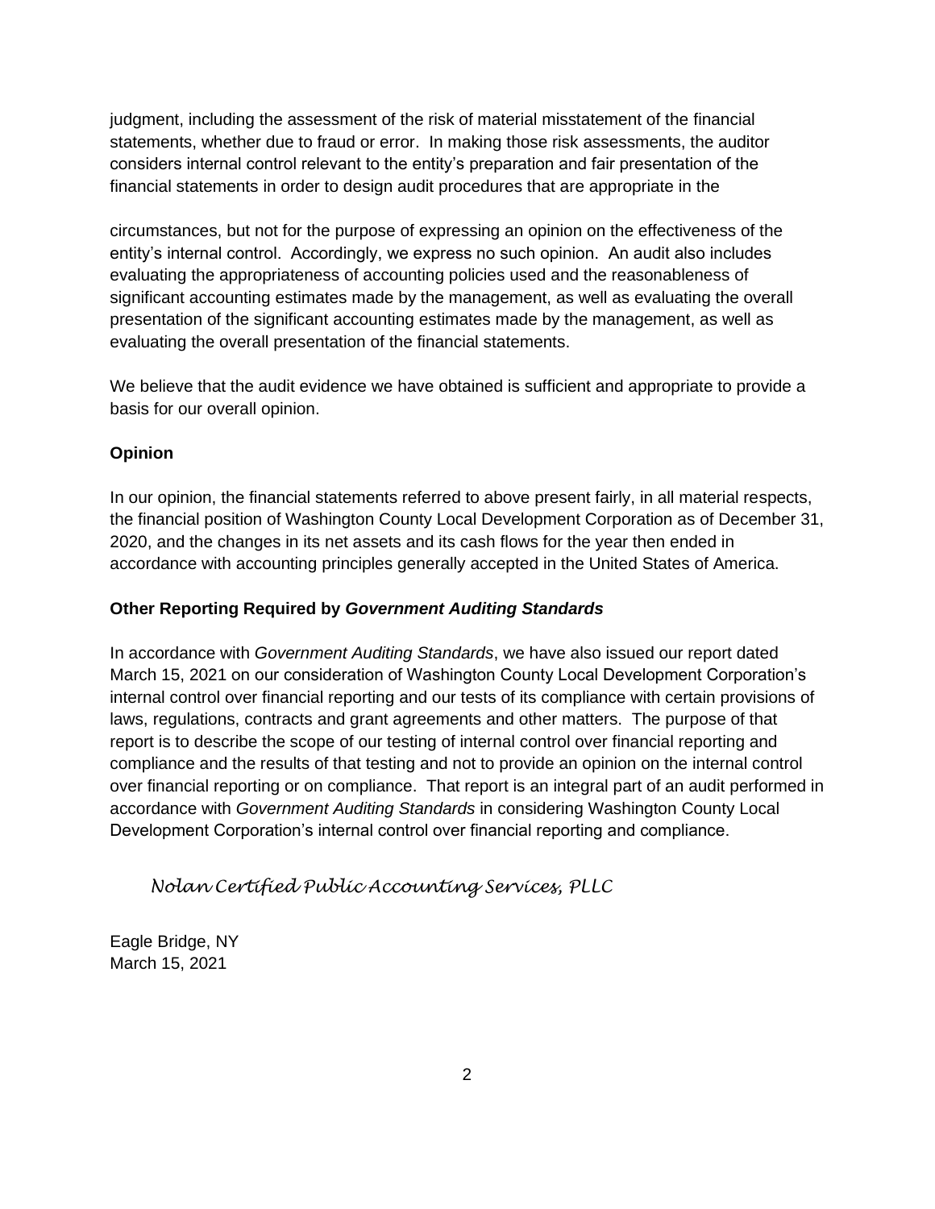judgment, including the assessment of the risk of material misstatement of the financial statements, whether due to fraud or error. In making those risk assessments, the auditor considers internal control relevant to the entity's preparation and fair presentation of the financial statements in order to design audit procedures that are appropriate in the

circumstances, but not for the purpose of expressing an opinion on the effectiveness of the entity's internal control. Accordingly, we express no such opinion. An audit also includes evaluating the appropriateness of accounting policies used and the reasonableness of significant accounting estimates made by the management, as well as evaluating the overall presentation of the significant accounting estimates made by the management, as well as evaluating the overall presentation of the financial statements.

We believe that the audit evidence we have obtained is sufficient and appropriate to provide a basis for our overall opinion.

**Opinion**

In our opinion, the financial statements referred to above present fairly, in all material respects, the financial position of Washington County Local Development Corporation as of December 31, 2020, and the changes in its net assets and its cash flows for the year then ended in accordance with accounting principles generally accepted in the United States of America.

**Other Reporting Required by *Government Auditing Standards***

In accordance with *Government Auditing Standards*, we have also issued our report dated March 15, 2021 on our consideration of Washington County Local Development Corporation's internal control over financial reporting and our tests of its compliance with certain provisions of laws, regulations, contracts and grant agreements and other matters. The purpose of that report is to describe the scope of our testing of internal control over financial reporting and compliance and the results of that testing and not to provide an opinion on the internal control over financial reporting or on compliance. That report is an integral part of an audit performed in accordance with *Government Auditing Standards* in considering Washington County Local Development Corporation's internal control over financial reporting and compliance.

*Nolan Certified Public Accounting Services, PLLC*

Eagle Bridge, NY
March 15, 2021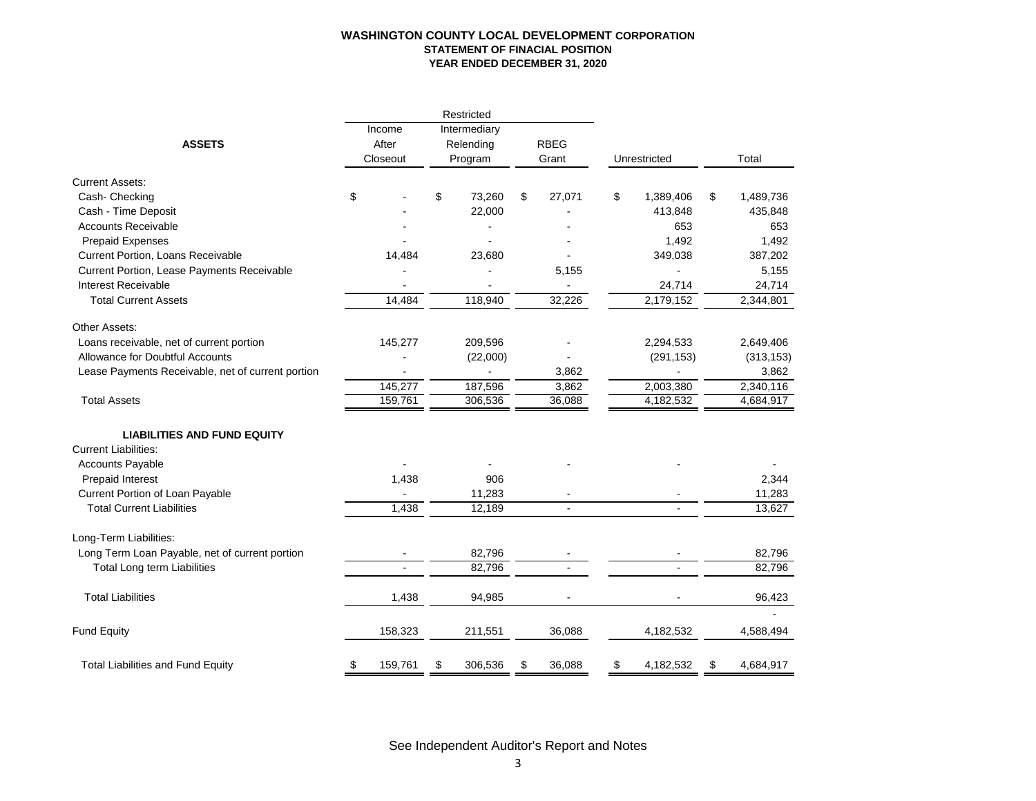**WASHINGTON COUNTY LOCAL DEVELOPMENT CORPORATION**
**STATEMENT OF FINACIAL POSITION**
**YEAR ENDED DECEMBER 31, 2020**

| | | Restricted | | | |
|---|---|---|---|---|---|
| **ASSETS** | Income After Closeout | Intermediary Relending Program | RBEG Grant | Unrestricted | Total |
| Current Assets: | | | | | |
| Cash- Checking | $ - | $ 73,260 | $ 27,071 | $ 1,389,406 | $ 1,489,736 |
| Cash - Time Deposit | - | 22,000 | - | 413,848 | 435,848 |
| Accounts Receivable | - | - | - | 653 | 653 |
| Prepaid Expenses | - | - | - | 1,492 | 1,492 |
| Current Portion, Loans Receivable | 14,484 | 23,680 | - | 349,038 | 387,202 |
| Current Portion, Lease Payments Receivable | - | - | 5,155 | - | 5,155 |
| Interest Receivable | - | - | - | 24,714 | 24,714 |
| Total Current Assets | 14,484 | 118,940 | 32,226 | 2,179,152 | 2,344,801 |
| Other Assets: | | | | | |
| Loans receivable, net of current portion | 145,277 | 209,596 | - | 2,294,533 | 2,649,406 |
| Allowance for Doubtful Accounts | - | (22,000) | - | (291,153) | (313,153) |
| Lease Payments Receivable, net of current portion | - | - | 3,862 | - | 3,862 |
| | 145,277 | 187,596 | 3,862 | 2,003,380 | 2,340,116 |
| Total Assets | 159,761 | 306,536 | 36,088 | 4,182,532 | 4,684,917 |
| **LIABILITIES AND FUND EQUITY** | | | | | |
| Current Liabilities: | | | | | |
| Accounts Payable | - | - | - | - | - |
| Prepaid Interest | 1,438 | 906 | | | 2,344 |
| Current Portion of Loan Payable | - | 11,283 | - | - | 11,283 |
| Total Current Liabilities | 1,438 | 12,189 | - | - | 13,627 |
| Long-Term Liabilities: | | | | | |
| Long Term Loan Payable, net of current portion | - | 82,796 | - | - | 82,796 |
| Total Long term Liabilities | - | 82,796 | - | - | 82,796 |
| Total Liabilities | 1,438 | 94,985 | - | - | 96,423 |
| | | | | | - |
| Fund Equity | 158,323 | 211,551 | 36,088 | 4,182,532 | 4,588,494 |
| Total Liabilities and Fund Equity | $ 159,761 | $ 306,536 | $ 36,088 | $ 4,182,532 | $ 4,684,917 |

See Independent Auditor's Report and Notes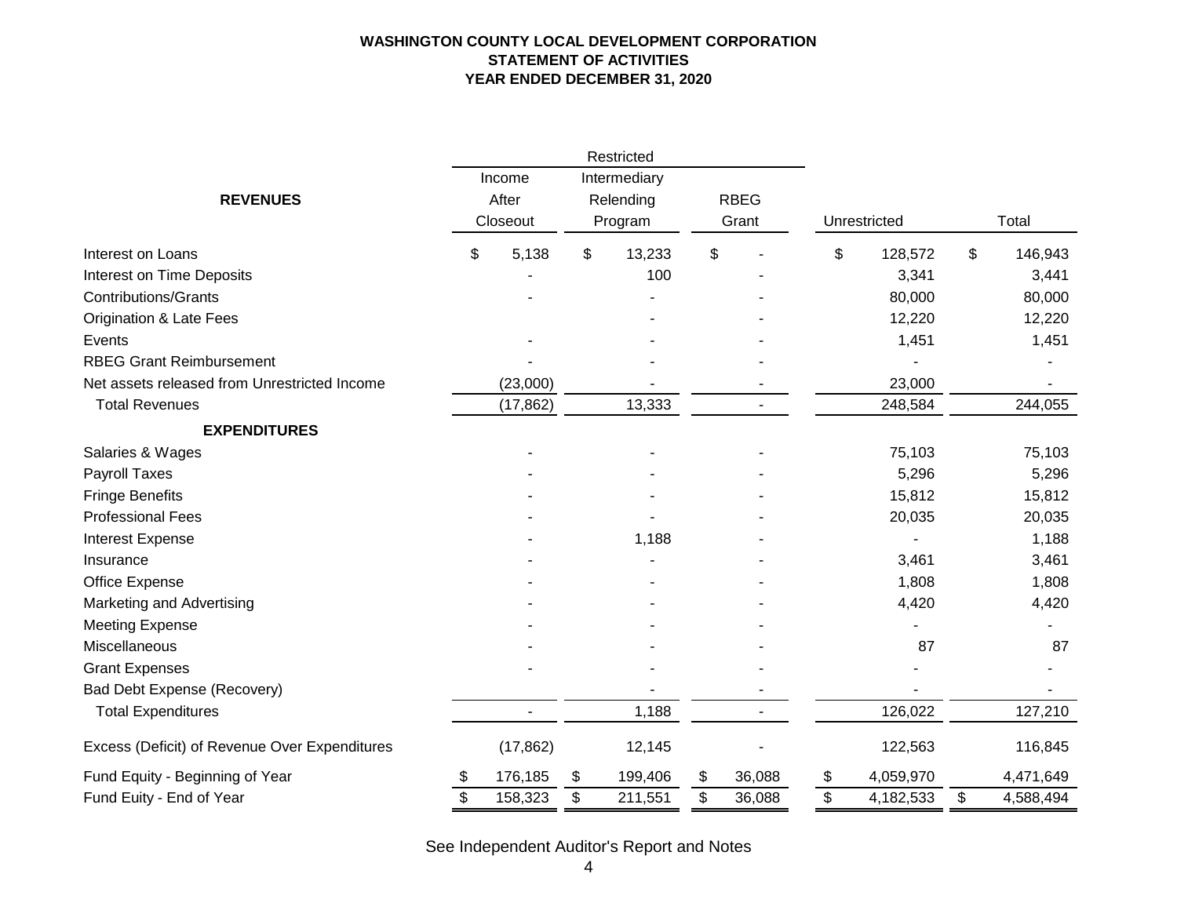**WASHINGTON COUNTY LOCAL DEVELOPMENT CORPORATION**
**STATEMENT OF ACTIVITIES**
**YEAR ENDED DECEMBER 31, 2020**

| | Restricted | | | | |
|---|---|---|---|---|---|
| **REVENUES** | Income After Closeout | Intermediary Relending Program | RBEG Grant | Unrestricted | Total |
| Interest on Loans | $ 5,138 | $ 13,233 | $ - | $ 128,572 | $ 146,943 |
| Interest on Time Deposits | - | 100 | - | 3,341 | 3,441 |
| Contributions/Grants | - | - | - | 80,000 | 80,000 |
| Origination & Late Fees | | - | - | 12,220 | 12,220 |
| Events | - | - | - | 1,451 | 1,451 |
| RBEG Grant Reimbursement | - | - | - | - | - |
| Net assets released from Unrestricted Income | (23,000) | - | - | 23,000 | - |
| Total Revenues | (17,862) | 13,333 | - | 248,584 | 244,055 |
| **EXPENDITURES** | | | | | |
| Salaries & Wages | - | - | - | 75,103 | 75,103 |
| Payroll Taxes | - | - | - | 5,296 | 5,296 |
| Fringe Benefits | - | - | - | 15,812 | 15,812 |
| Professional Fees | - | - | - | 20,035 | 20,035 |
| Interest Expense | - | 1,188 | - | - | 1,188 |
| Insurance | - | - | - | 3,461 | 3,461 |
| Office Expense | - | - | - | 1,808 | 1,808 |
| Marketing and Advertising | - | - | - | 4,420 | 4,420 |
| Meeting Expense | - | - | - | - | - |
| Miscellaneous | - | - | - | 87 | 87 |
| Grant Expenses | - | - | - | - | - |
| Bad Debt Expense (Recovery) | | - | - | - | - |
| Total Expenditures | - | 1,188 | - | 126,022 | 127,210 |
| Excess (Deficit) of Revenue Over Expenditures | (17,862) | 12,145 | - | 122,563 | 116,845 |
| Fund Equity - Beginning of Year | $ 176,185 | $ 199,406 | $ 36,088 | $ 4,059,970 | 4,471,649 |
| Fund Euity - End of Year | $ 158,323 | $ 211,551 | $ 36,088 | $ 4,182,533 | $ 4,588,494 |

See Independent Auditor's Report and Notes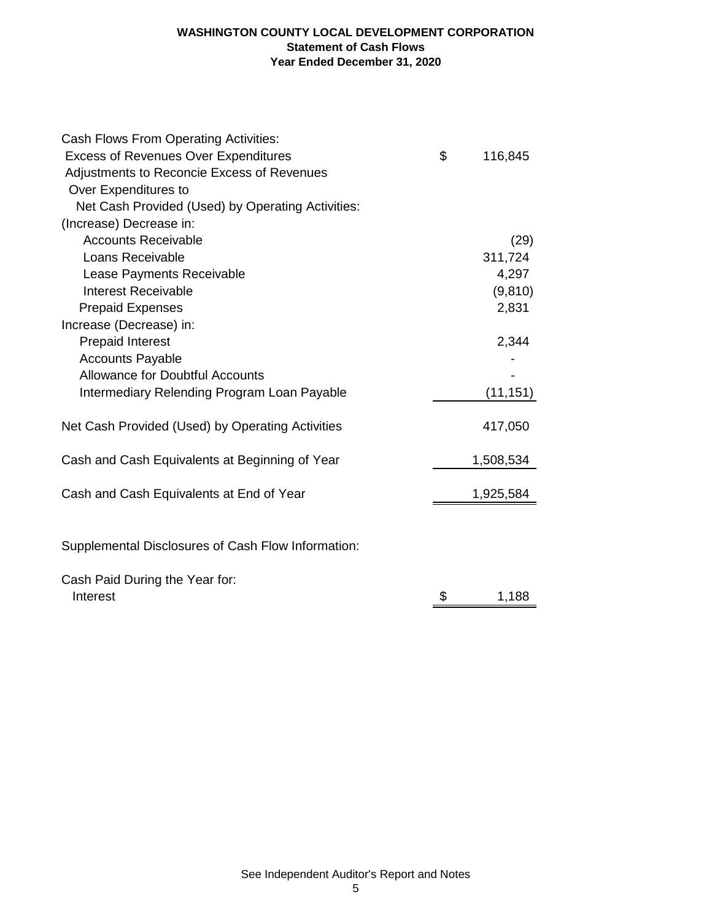**WASHINGTON COUNTY LOCAL DEVELOPMENT CORPORATION**
**Statement of Cash Flows**
**Year Ended December 31, 2020**

| | | |
|---|---|---|
| Cash Flows From Operating Activities: | | |
| Excess of Revenues Over Expenditures | $ | 116,845 |
| Adjustments to Reconcie Excess of Revenues Over Expenditures to Net Cash Provided (Used) by Operating Activities: | | |
| (Increase) Decrease in: | | |
| Accounts Receivable | | (29) |
| Loans Receivable | | 311,724 |
| Lease Payments Receivable | | 4,297 |
| Interest Receivable | | (9,810) |
| Prepaid Expenses | | 2,831 |
| Increase (Decrease) in: | | |
| Prepaid Interest | | 2,344 |
| Accounts Payable | | - |
| Allowance for Doubtful Accounts | | - |
| Intermediary Relending Program Loan Payable | | (11,151) |
| Net Cash Provided (Used) by Operating Activities | | 417,050 |
| Cash and Cash Equivalents at Beginning of Year | | 1,508,534 |
| Cash and Cash Equivalents at End of Year | | 1,925,584 |

Supplemental Disclosures of Cash Flow Information:

| | | |
|---|---|---|
| Cash Paid During the Year for: | | |
| Interest | $ | 1,188 |

See Independent Auditor's Report and Notes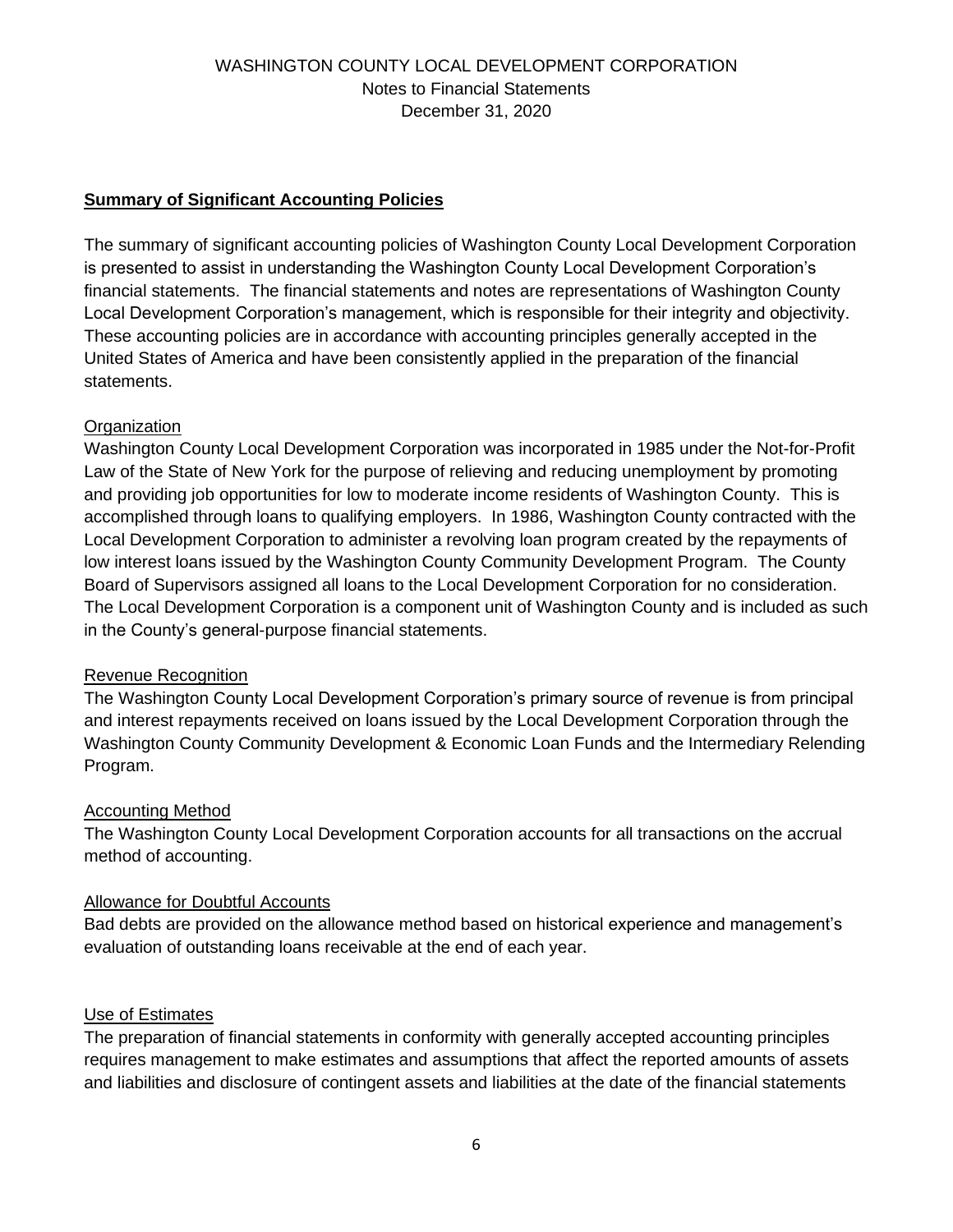WASHINGTON COUNTY LOCAL DEVELOPMENT CORPORATION
Notes to Financial Statements
December 31, 2020

## Summary of Significant Accounting Policies

The summary of significant accounting policies of Washington County Local Development Corporation is presented to assist in understanding the Washington County Local Development Corporation's financial statements. The financial statements and notes are representations of Washington County Local Development Corporation's management, which is responsible for their integrity and objectivity. These accounting policies are in accordance with accounting principles generally accepted in the United States of America and have been consistently applied in the preparation of the financial statements.

### Organization

Washington County Local Development Corporation was incorporated in 1985 under the Not-for-Profit Law of the State of New York for the purpose of relieving and reducing unemployment by promoting and providing job opportunities for low to moderate income residents of Washington County. This is accomplished through loans to qualifying employers. In 1986, Washington County contracted with the Local Development Corporation to administer a revolving loan program created by the repayments of low interest loans issued by the Washington County Community Development Program. The County Board of Supervisors assigned all loans to the Local Development Corporation for no consideration. The Local Development Corporation is a component unit of Washington County and is included as such in the County's general-purpose financial statements.

### Revenue Recognition

The Washington County Local Development Corporation's primary source of revenue is from principal and interest repayments received on loans issued by the Local Development Corporation through the Washington County Community Development & Economic Loan Funds and the Intermediary Relending Program.

### Accounting Method

The Washington County Local Development Corporation accounts for all transactions on the accrual method of accounting.

### Allowance for Doubtful Accounts

Bad debts are provided on the allowance method based on historical experience and management's evaluation of outstanding loans receivable at the end of each year.

### Use of Estimates

The preparation of financial statements in conformity with generally accepted accounting principles requires management to make estimates and assumptions that affect the reported amounts of assets and liabilities and disclosure of contingent assets and liabilities at the date of the financial statements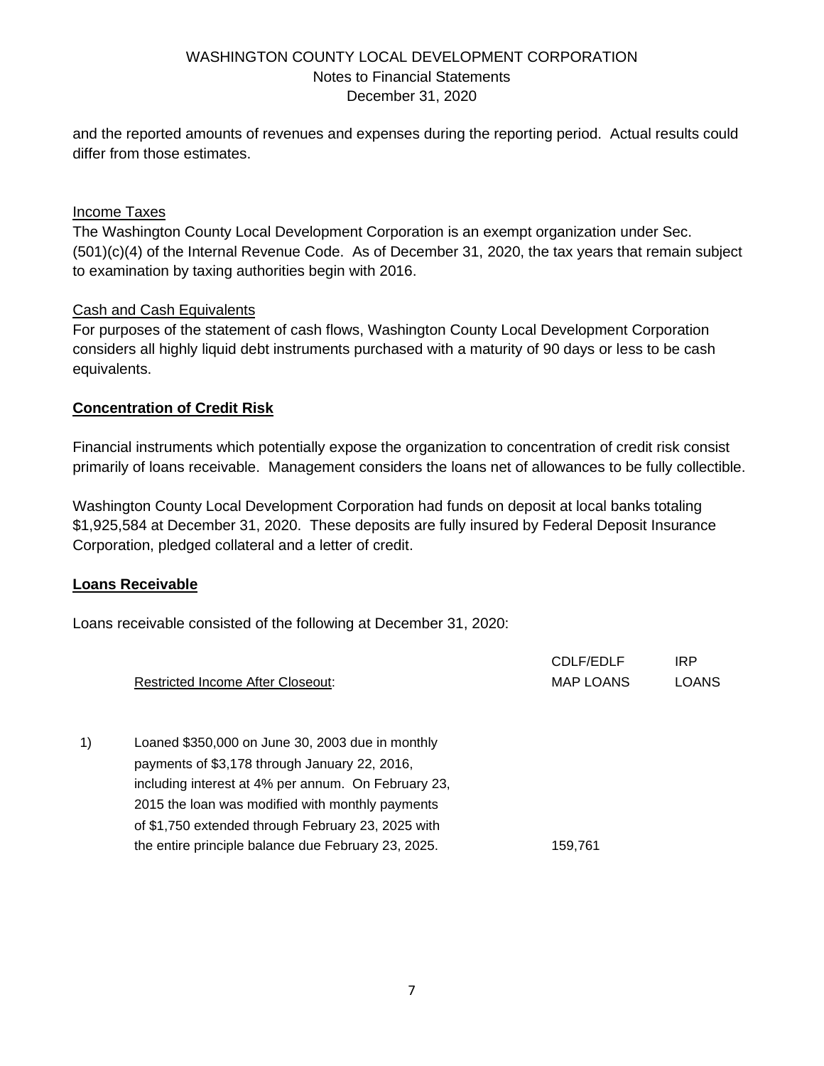and the reported amounts of revenues and expenses during the reporting period. Actual results could differ from those estimates.

Income Taxes

The Washington County Local Development Corporation is an exempt organization under Sec. (501)(c)(4) of the Internal Revenue Code. As of December 31, 2020, the tax years that remain subject to examination by taxing authorities begin with 2016.

Cash and Cash Equivalents

For purposes of the statement of cash flows, Washington County Local Development Corporation considers all highly liquid debt instruments purchased with a maturity of 90 days or less to be cash equivalents.

## **Concentration of Credit Risk**

Financial instruments which potentially expose the organization to concentration of credit risk consist primarily of loans receivable. Management considers the loans net of allowances to be fully collectible.

Washington County Local Development Corporation had funds on deposit at local banks totaling $1,925,584 at December 31, 2020. These deposits are fully insured by Federal Deposit Insurance Corporation, pledged collateral and a letter of credit.

## **Loans Receivable**

Loans receivable consisted of the following at December 31, 2020:

| | Restricted Income After Closeout: | CDLF/EDLF MAP LOANS | IRP LOANS |
|---|---|---|---|
| 1) | Loaned $350,000 on June 30, 2003 due in monthly payments of $3,178 through January 22, 2016, including interest at 4% per annum. On February 23, 2015 the loan was modified with monthly payments of $1,750 extended through February 23, 2025 with the entire principle balance due February 23, 2025. | 159,761 | |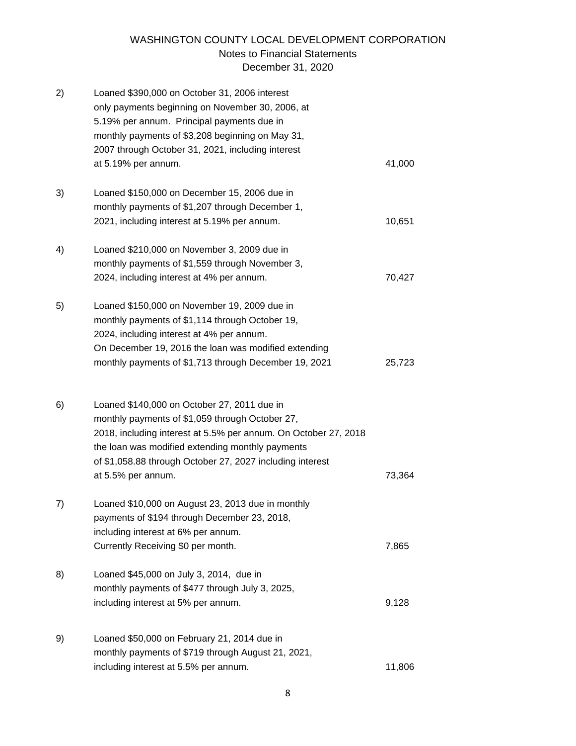# WASHINGTON COUNTY LOCAL DEVELOPMENT CORPORATION
## Notes to Financial Statements
## December 31, 2020

| | | |
|---|---|---|
| 2) | Loaned $390,000 on October 31, 2006 interest only payments beginning on November 30, 2006, at 5.19% per annum. Principal payments due in monthly payments of $3,208 beginning on May 31, 2007 through October 31, 2021, including interest at 5.19% per annum. | 41,000 |
| 3) | Loaned $150,000 on December 15, 2006 due in monthly payments of $1,207 through December 1, 2021, including interest at 5.19% per annum. | 10,651 |
| 4) | Loaned $210,000 on November 3, 2009 due in monthly payments of $1,559 through November 3, 2024, including interest at 4% per annum. | 70,427 |
| 5) | Loaned $150,000 on November 19, 2009 due in monthly payments of $1,114 through October 19, 2024, including interest at 4% per annum. On December 19, 2016 the loan was modified extending monthly payments of $1,713 through December 19, 2021 | 25,723 |
| 6) | Loaned $140,000 on October 27, 2011 due in monthly payments of $1,059 through October 27, 2018, including interest at 5.5% per annum. On October 27, 2018 the loan was modified extending monthly payments of $1,058.88 through October 27, 2027 including interest at 5.5% per annum. | 73,364 |
| 7) | Loaned $10,000 on August 23, 2013 due in monthly payments of $194 through December 23, 2018, including interest at 6% per annum. Currently Receiving $0 per month. | 7,865 |
| 8) | Loaned $45,000 on July 3, 2014, due in monthly payments of $477 through July 3, 2025, including interest at 5% per annum. | 9,128 |
| 9) | Loaned $50,000 on February 21, 2014 due in monthly payments of $719 through August 21, 2021, including interest at 5.5% per annum. | 11,806 |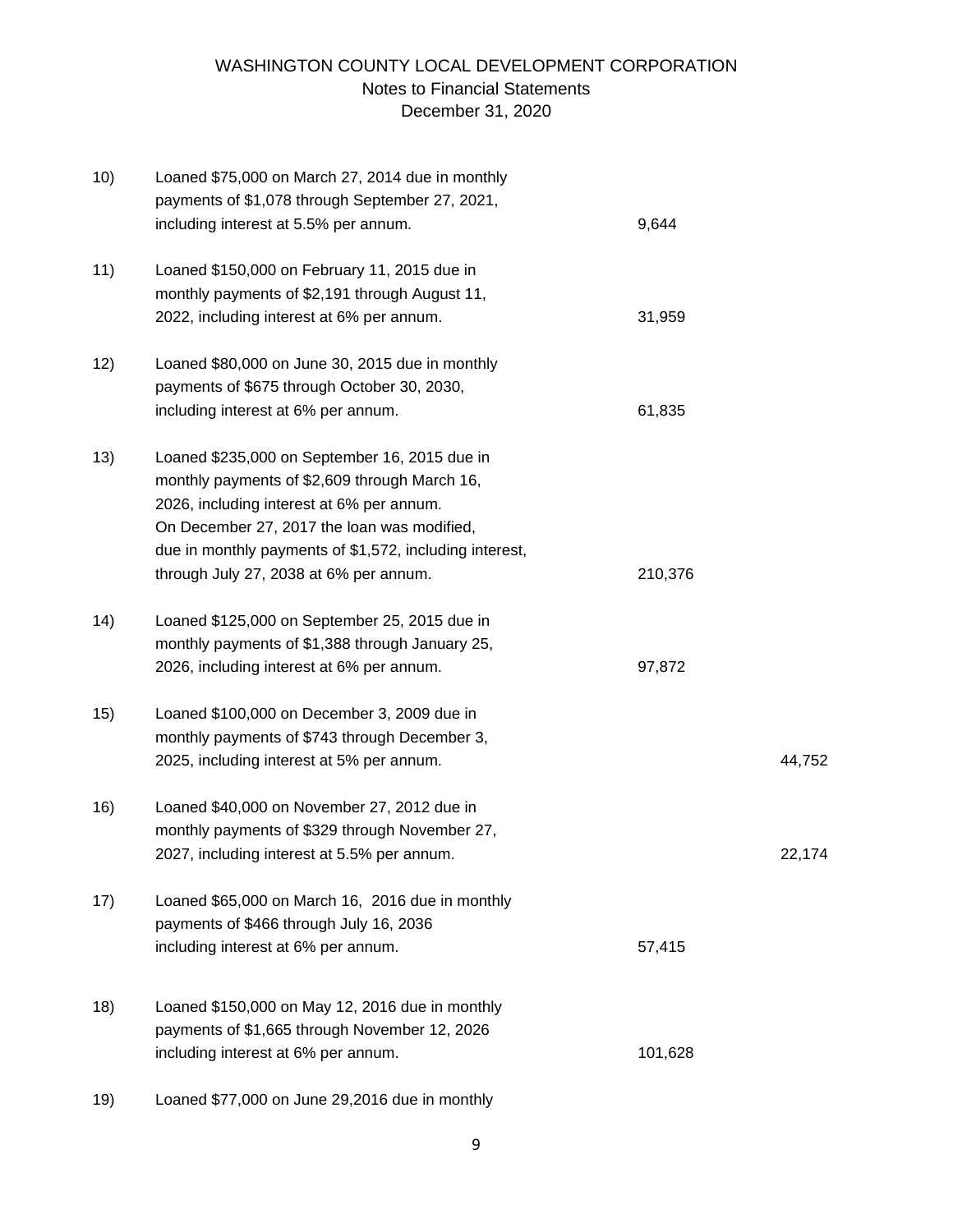| | | | |
|---|---|---|---|
| 10) | Loaned $75,000 on March 27, 2014 due in monthly payments of $1,078 through September 27, 2021, including interest at 5.5% per annum. | 9,644 | |
| 11) | Loaned $150,000 on February 11, 2015 due in monthly payments of $2,191 through August 11, 2022, including interest at 6% per annum. | 31,959 | |
| 12) | Loaned $80,000 on June 30, 2015 due in monthly payments of $675 through October 30, 2030, including interest at 6% per annum. | 61,835 | |
| 13) | Loaned $235,000 on September 16, 2015 due in monthly payments of $2,609 through March 16, 2026, including interest at 6% per annum. On December 27, 2017 the loan was modified, due in monthly payments of $1,572, including interest, through July 27, 2038 at 6% per annum. | 210,376 | |
| 14) | Loaned $125,000 on September 25, 2015 due in monthly payments of $1,388 through January 25, 2026, including interest at 6% per annum. | 97,872 | |
| 15) | Loaned $100,000 on December 3, 2009 due in monthly payments of $743 through December 3, 2025, including interest at 5% per annum. | | 44,752 |
| 16) | Loaned $40,000 on November 27, 2012 due in monthly payments of $329 through November 27, 2027, including interest at 5.5% per annum. | | 22,174 |
| 17) | Loaned $65,000 on March 16, 2016 due in monthly payments of $466 through July 16, 2036 including interest at 6% per annum. | 57,415 | |
| 18) | Loaned $150,000 on May 12, 2016 due in monthly payments of $1,665 through November 12, 2026 including interest at 6% per annum. | 101,628 | |
| 19) | Loaned $77,000 on June 29,2016 due in monthly | | |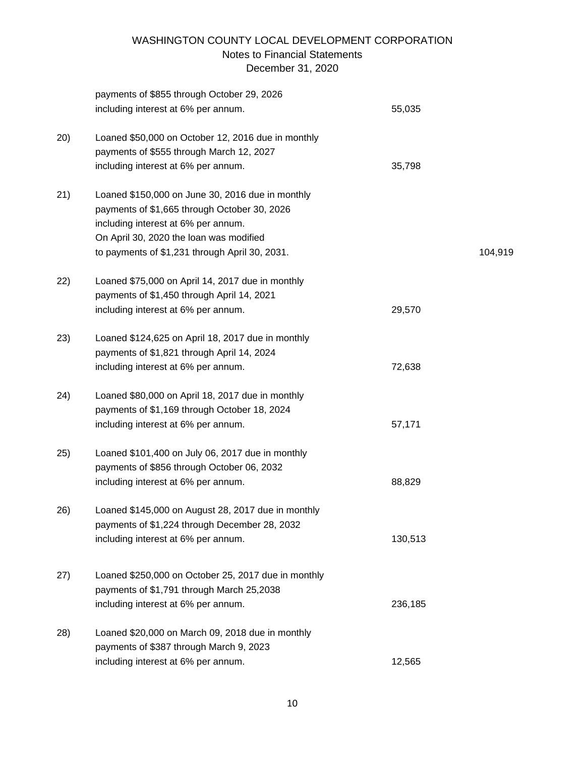# WASHINGTON COUNTY LOCAL DEVELOPMENT CORPORATION
## Notes to Financial Statements
## December 31, 2020

| | | | |
|---|---|---|---|
| | payments of $855 through October 29, 2026 including interest at 6% per annum. | 55,035 | |
| 20) | Loaned $50,000 on October 12, 2016 due in monthly payments of $555 through March 12, 2027 including interest at 6% per annum. | 35,798 | |
| 21) | Loaned $150,000 on June 30, 2016 due in monthly payments of $1,665 through October 30, 2026 including interest at 6% per annum. On April 30, 2020 the loan was modified to payments of $1,231 through April 30, 2031. | | 104,919 |
| 22) | Loaned $75,000 on April 14, 2017 due in monthly payments of $1,450 through April 14, 2021 including interest at 6% per annum. | 29,570 | |
| 23) | Loaned $124,625 on April 18, 2017 due in monthly payments of $1,821 through April 14, 2024 including interest at 6% per annum. | 72,638 | |
| 24) | Loaned $80,000 on April 18, 2017 due in monthly payments of $1,169 through October 18, 2024 including interest at 6% per annum. | 57,171 | |
| 25) | Loaned $101,400 on July 06, 2017 due in monthly payments of $856 through October 06, 2032 including interest at 6% per annum. | 88,829 | |
| 26) | Loaned $145,000 on August 28, 2017 due in monthly payments of $1,224 through December 28, 2032 including interest at 6% per annum. | 130,513 | |
| 27) | Loaned $250,000 on October 25, 2017 due in monthly payments of $1,791 through March 25,2038 including interest at 6% per annum. | 236,185 | |
| 28) | Loaned $20,000 on March 09, 2018 due in monthly payments of $387 through March 9, 2023 including interest at 6% per annum. | 12,565 | |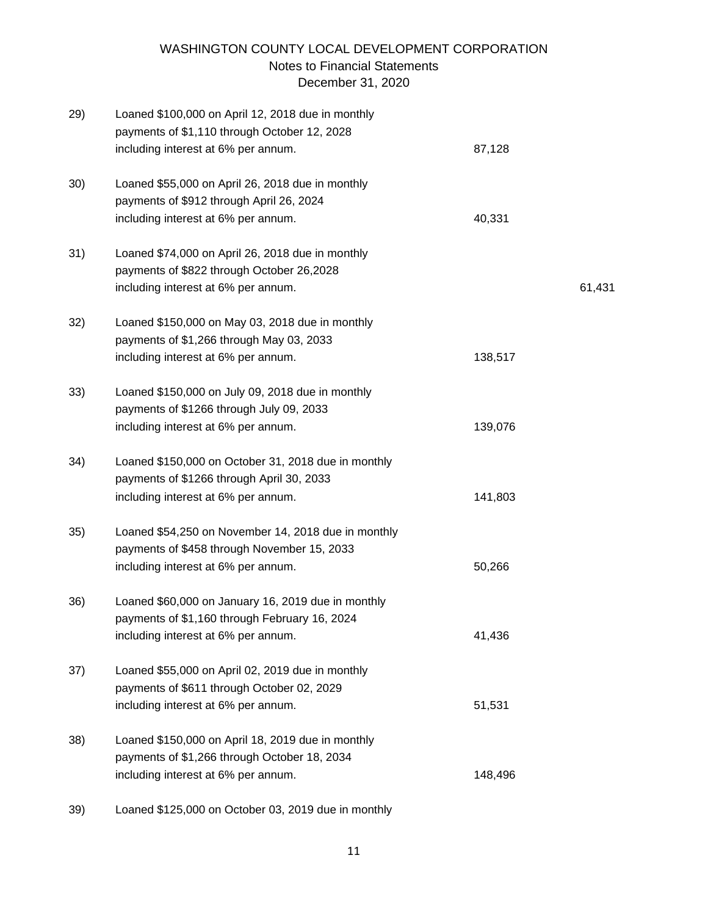29) Loaned $100,000 on April 12, 2018 due in monthly payments of $1,110 through October 12, 2028 including interest at 6% per annum. 87,128

30) Loaned $55,000 on April 26, 2018 due in monthly payments of $912 through April 26, 2024 including interest at 6% per annum. 40,331

31) Loaned $74,000 on April 26, 2018 due in monthly payments of $822 through October 26,2028 including interest at 6% per annum. 61,431

32) Loaned $150,000 on May 03, 2018 due in monthly payments of $1,266 through May 03, 2033 including interest at 6% per annum. 138,517

33) Loaned $150,000 on July 09, 2018 due in monthly payments of $1266 through July 09, 2033 including interest at 6% per annum. 139,076

34) Loaned $150,000 on October 31, 2018 due in monthly payments of $1266 through April 30, 2033 including interest at 6% per annum. 141,803

35) Loaned $54,250 on November 14, 2018 due in monthly payments of $458 through November 15, 2033 including interest at 6% per annum. 50,266

36) Loaned $60,000 on January 16, 2019 due in monthly payments of $1,160 through February 16, 2024 including interest at 6% per annum. 41,436

37) Loaned $55,000 on April 02, 2019 due in monthly payments of $611 through October 02, 2029 including interest at 6% per annum. 51,531

38) Loaned $150,000 on April 18, 2019 due in monthly payments of $1,266 through October 18, 2034 including interest at 6% per annum. 148,496

39) Loaned $125,000 on October 03, 2019 due in monthly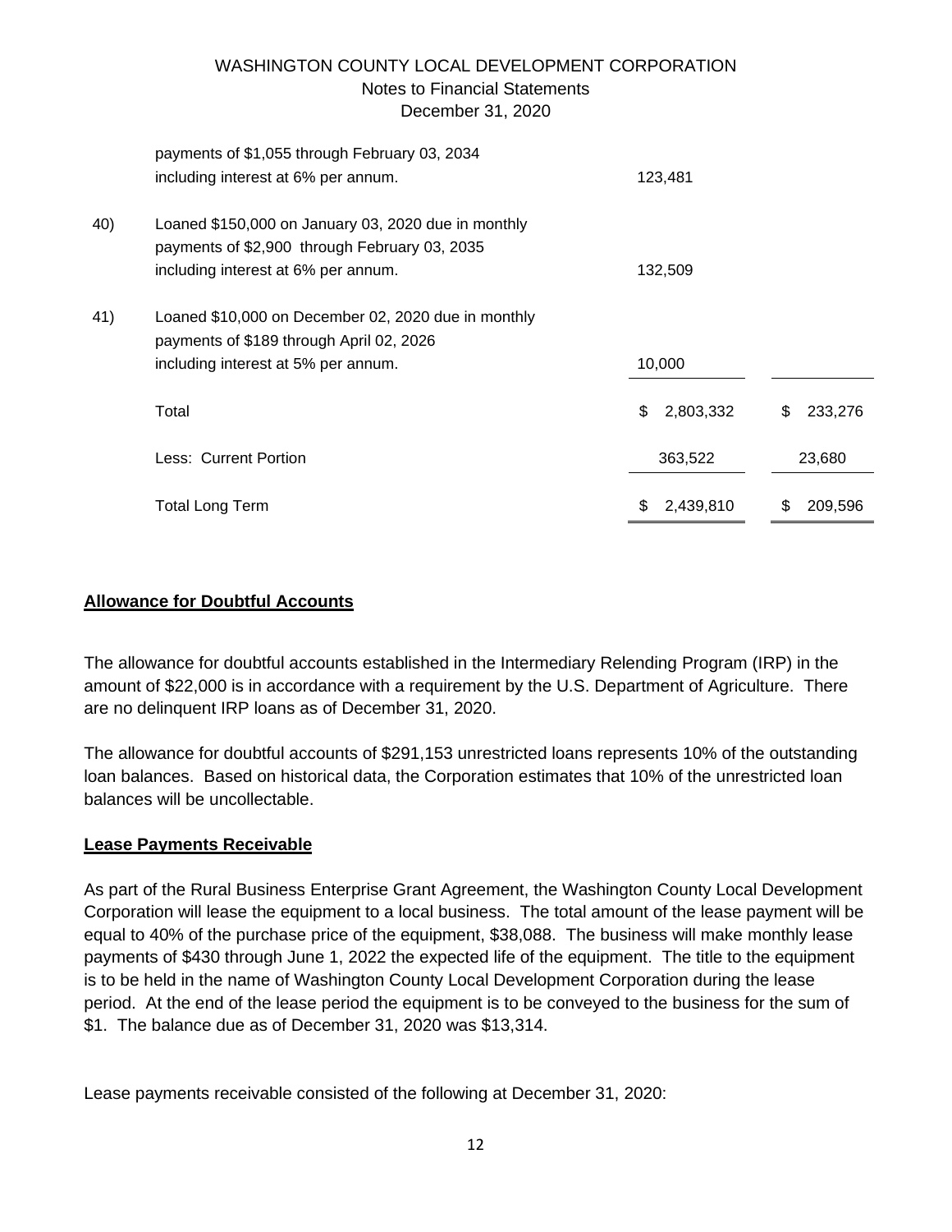| | | | |
|---|---|---|---|
| | payments of $1,055 through February 03, 2034 including interest at 6% per annum. | 123,481 | |
| 40) | Loaned $150,000 on January 03, 2020 due in monthly payments of $2,900 through February 03, 2035 including interest at 6% per annum. | 132,509 | |
| 41) | Loaned $10,000 on December 02, 2020 due in monthly payments of $189 through April 02, 2026 including interest at 5% per annum. | 10,000 | |
| | Total | $ 2,803,332 | $ 233,276 |
| | Less: Current Portion | 363,522 | 23,680 |
| | Total Long Term | $ 2,439,810 | $ 209,596 |

## Allowance for Doubtful Accounts

The allowance for doubtful accounts established in the Intermediary Relending Program (IRP) in the amount of $22,000 is in accordance with a requirement by the U.S. Department of Agriculture. There are no delinquent IRP loans as of December 31, 2020.

The allowance for doubtful accounts of $291,153 unrestricted loans represents 10% of the outstanding loan balances. Based on historical data, the Corporation estimates that 10% of the unrestricted loan balances will be uncollectable.

## Lease Payments Receivable

As part of the Rural Business Enterprise Grant Agreement, the Washington County Local Development Corporation will lease the equipment to a local business. The total amount of the lease payment will be equal to 40% of the purchase price of the equipment, $38,088. The business will make monthly lease payments of $430 through June 1, 2022 the expected life of the equipment. The title to the equipment is to be held in the name of Washington County Local Development Corporation during the lease period. At the end of the lease period the equipment is to be conveyed to the business for the sum of $1. The balance due as of December 31, 2020 was $13,314.

Lease payments receivable consisted of the following at December 31, 2020: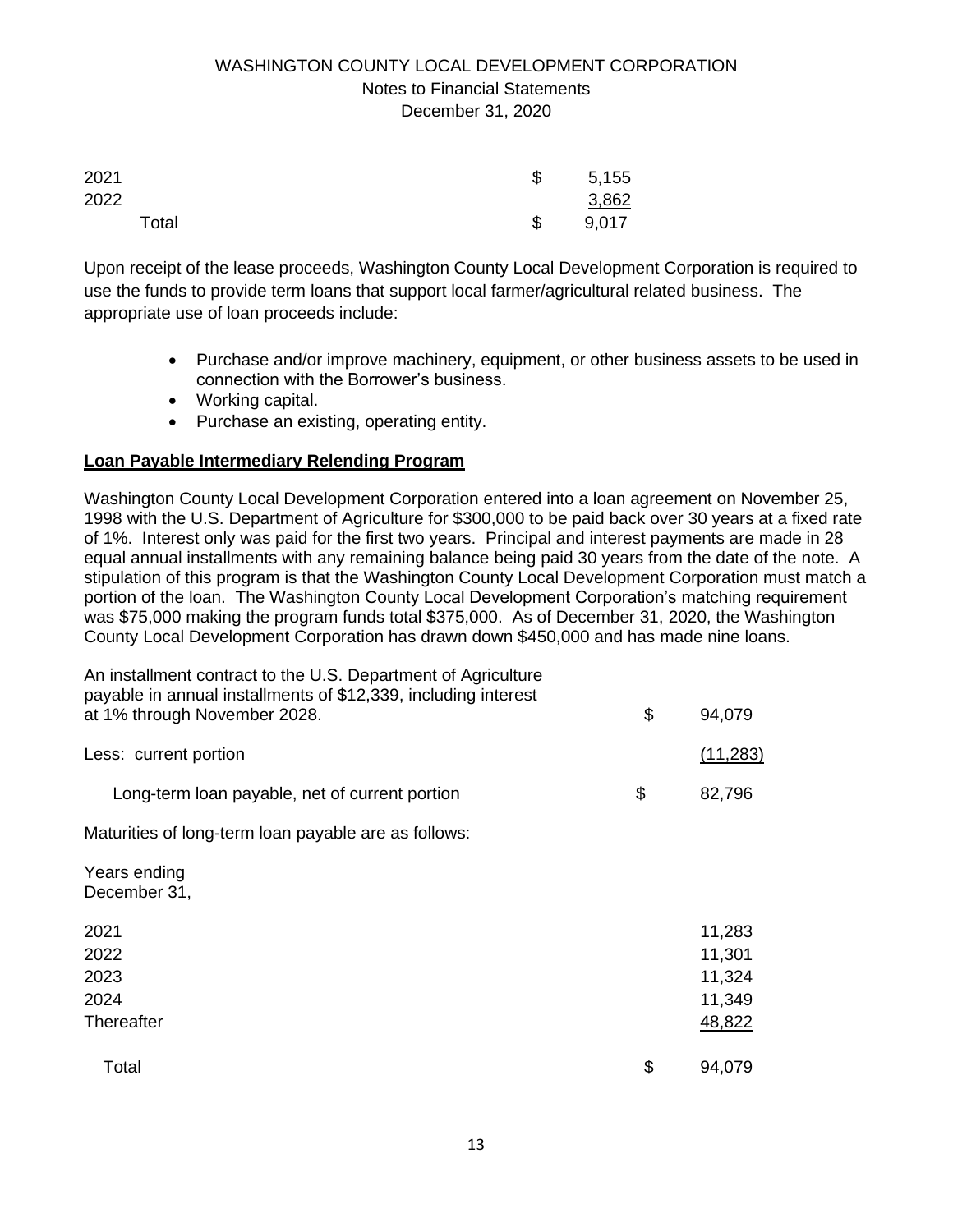| | | |
|---|---|---|
| 2021 | $ | 5,155 |
| 2022 | | 3,862 |
| Total | $ | 9,017 |

Upon receipt of the lease proceeds, Washington County Local Development Corporation is required to use the funds to provide term loans that support local farmer/agricultural related business. The appropriate use of loan proceeds include:

- Purchase and/or improve machinery, equipment, or other business assets to be used in connection with the Borrower's business.
- Working capital.
- Purchase an existing, operating entity.

**Loan Payable Intermediary Relending Program**

Washington County Local Development Corporation entered into a loan agreement on November 25, 1998 with the U.S. Department of Agriculture for $300,000 to be paid back over 30 years at a fixed rate of 1%. Interest only was paid for the first two years. Principal and interest payments are made in 28 equal annual installments with any remaining balance being paid 30 years from the date of the note. A stipulation of this program is that the Washington County Local Development Corporation must match a portion of the loan. The Washington County Local Development Corporation's matching requirement was $75,000 making the program funds total $375,000. As of December 31, 2020, the Washington County Local Development Corporation has drawn down $450,000 and has made nine loans.

| | | |
|---|---|---|
| An installment contract to the U.S. Department of Agriculture payable in annual installments of $12,339, including interest at 1% through November 2028. | $ | 94,079 |
| Less: current portion | | (11,283) |
| Long-term loan payable, net of current portion | $ | 82,796 |

Maturities of long-term loan payable are as follows:

| Years ending December 31, | | |
|---|---|---|
| 2021 | | 11,283 |
| 2022 | | 11,301 |
| 2023 | | 11,324 |
| 2024 | | 11,349 |
| Thereafter | | 48,822 |
| Total | $ | 94,079 |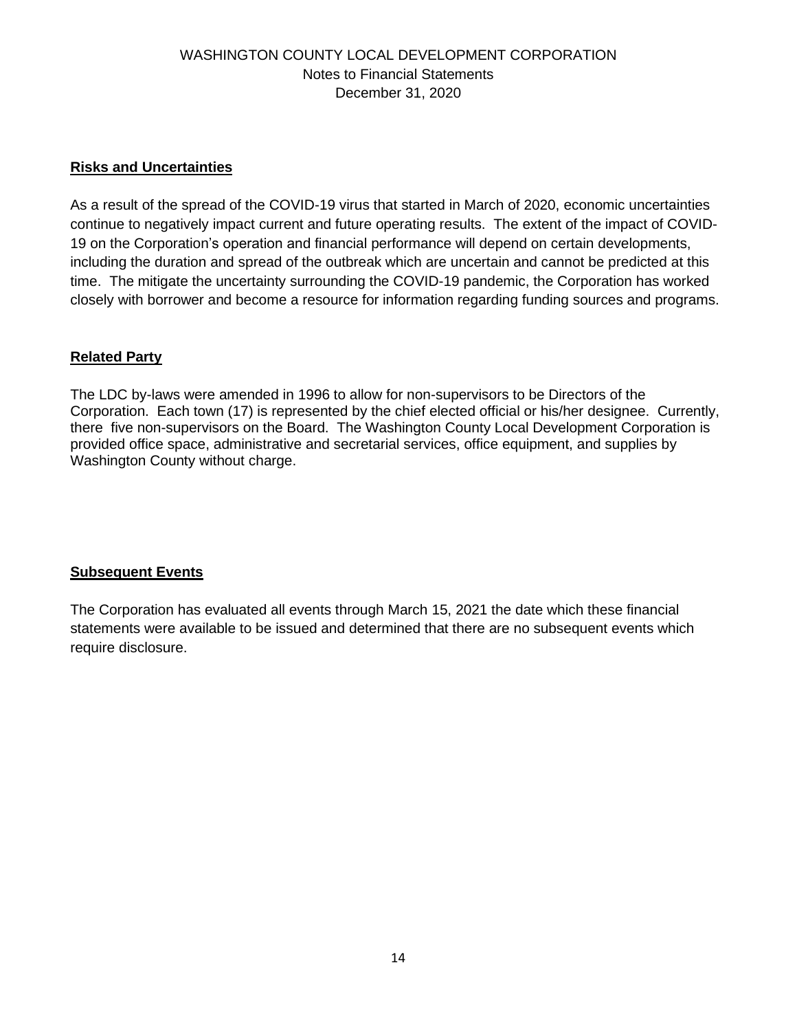WASHINGTON COUNTY LOCAL DEVELOPMENT CORPORATION
Notes to Financial Statements
December 31, 2020

**Risks and Uncertainties**

As a result of the spread of the COVID-19 virus that started in March of 2020, economic uncertainties continue to negatively impact current and future operating results. The extent of the impact of COVID-19 on the Corporation's operation and financial performance will depend on certain developments, including the duration and spread of the outbreak which are uncertain and cannot be predicted at this time. The mitigate the uncertainty surrounding the COVID-19 pandemic, the Corporation has worked closely with borrower and become a resource for information regarding funding sources and programs.

**Related Party**

The LDC by-laws were amended in 1996 to allow for non-supervisors to be Directors of the Corporation. Each town (17) is represented by the chief elected official or his/her designee. Currently, there five non-supervisors on the Board. The Washington County Local Development Corporation is provided office space, administrative and secretarial services, office equipment, and supplies by Washington County without charge.

**Subsequent Events**

The Corporation has evaluated all events through March 15, 2021 the date which these financial statements were available to be issued and determined that there are no subsequent events which require disclosure.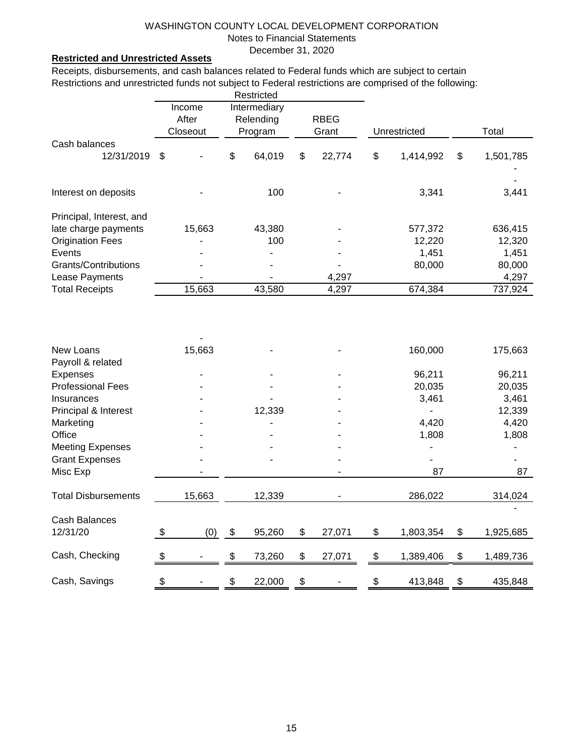WASHINGTON COUNTY LOCAL DEVELOPMENT CORPORATION
Notes to Financial Statements
December 31, 2020

**Restricted and Unrestricted Assets**

Receipts, disbursements, and cash balances related to Federal funds which are subject to certain Restrictions and unrestricted funds not subject to Federal restrictions are comprised of the following:

| | Restricted | | | | |
|---|---|---|---|---|---|
| | Income After Closeout | Intermediary Relending Program | RBEG Grant | Unrestricted | Total |
| Cash balances 12/31/2019 | $ - | $ 64,019 | $ 22,774 | $ 1,414,992 | $ 1,501,785 |
| | | | | | - |
| | | | | | - |
| Interest on deposits | - | 100 | - | 3,341 | 3,441 |
| Principal, Interest, and late charge payments | 15,663 | 43,380 | - | 577,372 | 636,415 |
| Origination Fees | - | 100 | - | 12,220 | 12,320 |
| Events | - | - | - | 1,451 | 1,451 |
| Grants/Contributions | - | - | - | 80,000 | 80,000 |
| Lease Payments | - | - | 4,297 | | 4,297 |
| Total Receipts | 15,663 | 43,580 | 4,297 | 674,384 | 737,924 |
| | - | | | | |
| New Loans | 15,663 | - | - | 160,000 | 175,663 |
| Payroll & related Expenses | - | - | - | 96,211 | 96,211 |
| Professional Fees | - | - | - | 20,035 | 20,035 |
| Insurances | - | - | - | 3,461 | 3,461 |
| Principal & Interest | - | 12,339 | - | - | 12,339 |
| Marketing | - | - | - | 4,420 | 4,420 |
| Office | - | - | - | 1,808 | 1,808 |
| Meeting Expenses | - | - | - | - | - |
| Grant Expenses | - | - | - | - | - |
| Misc Exp | - | | - | 87 | 87 |
| Total Disbursements | 15,663 | 12,339 | - | 286,022 | 314,024 |
| | | | | | - |
| Cash Balances 12/31/20 | $ (0) | $ 95,260 | $ 27,071 | $ 1,803,354 | $ 1,925,685 |
| Cash, Checking | $ - | $ 73,260 | $ 27,071 | $ 1,389,406 | $ 1,489,736 |
| Cash, Savings | $ - | $ 22,000 | $ - | $ 413,848 | $ 435,848 |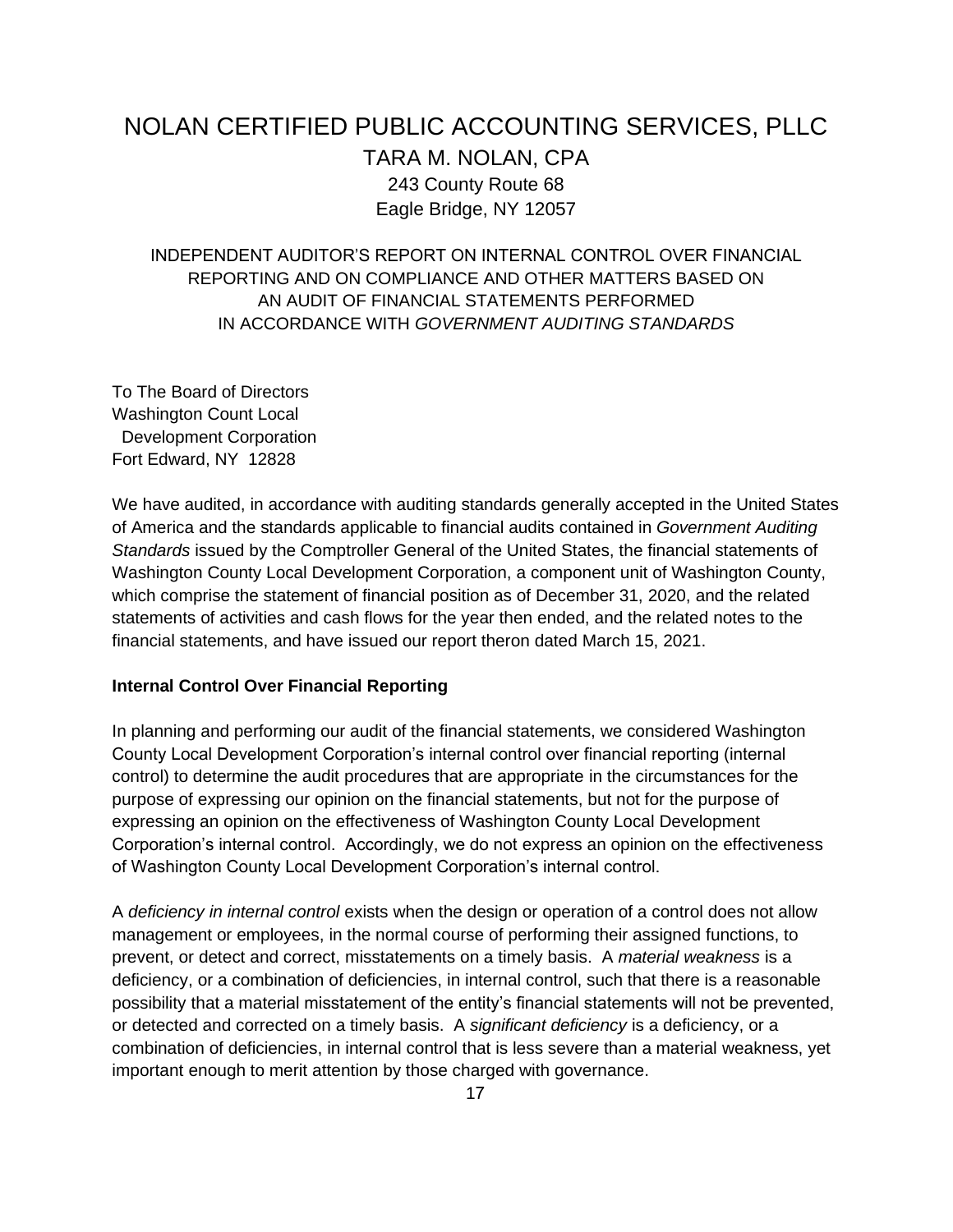# NOLAN CERTIFIED PUBLIC ACCOUNTING SERVICES, PLLC

## TARA M. NOLAN, CPA

243 County Route 68
Eagle Bridge, NY 12057

INDEPENDENT AUDITOR'S REPORT ON INTERNAL CONTROL OVER FINANCIAL REPORTING AND ON COMPLIANCE AND OTHER MATTERS BASED ON AN AUDIT OF FINANCIAL STATEMENTS PERFORMED IN ACCORDANCE WITH *GOVERNMENT AUDITING STANDARDS*

To The Board of Directors
Washington Count Local
  Development Corporation
Fort Edward, NY 12828

We have audited, in accordance with auditing standards generally accepted in the United States of America and the standards applicable to financial audits contained in *Government Auditing Standards* issued by the Comptroller General of the United States, the financial statements of Washington County Local Development Corporation, a component unit of Washington County, which comprise the statement of financial position as of December 31, 2020, and the related statements of activities and cash flows for the year then ended, and the related notes to the financial statements, and have issued our report theron dated March 15, 2021.

**Internal Control Over Financial Reporting**

In planning and performing our audit of the financial statements, we considered Washington County Local Development Corporation's internal control over financial reporting (internal control) to determine the audit procedures that are appropriate in the circumstances for the purpose of expressing our opinion on the financial statements, but not for the purpose of expressing an opinion on the effectiveness of Washington County Local Development Corporation's internal control. Accordingly, we do not express an opinion on the effectiveness of Washington County Local Development Corporation's internal control.

A *deficiency in internal control* exists when the design or operation of a control does not allow management or employees, in the normal course of performing their assigned functions, to prevent, or detect and correct, misstatements on a timely basis. A *material weakness* is a deficiency, or a combination of deficiencies, in internal control, such that there is a reasonable possibility that a material misstatement of the entity's financial statements will not be prevented, or detected and corrected on a timely basis. A *significant deficiency* is a deficiency, or a combination of deficiencies, in internal control that is less severe than a material weakness, yet important enough to merit attention by those charged with governance.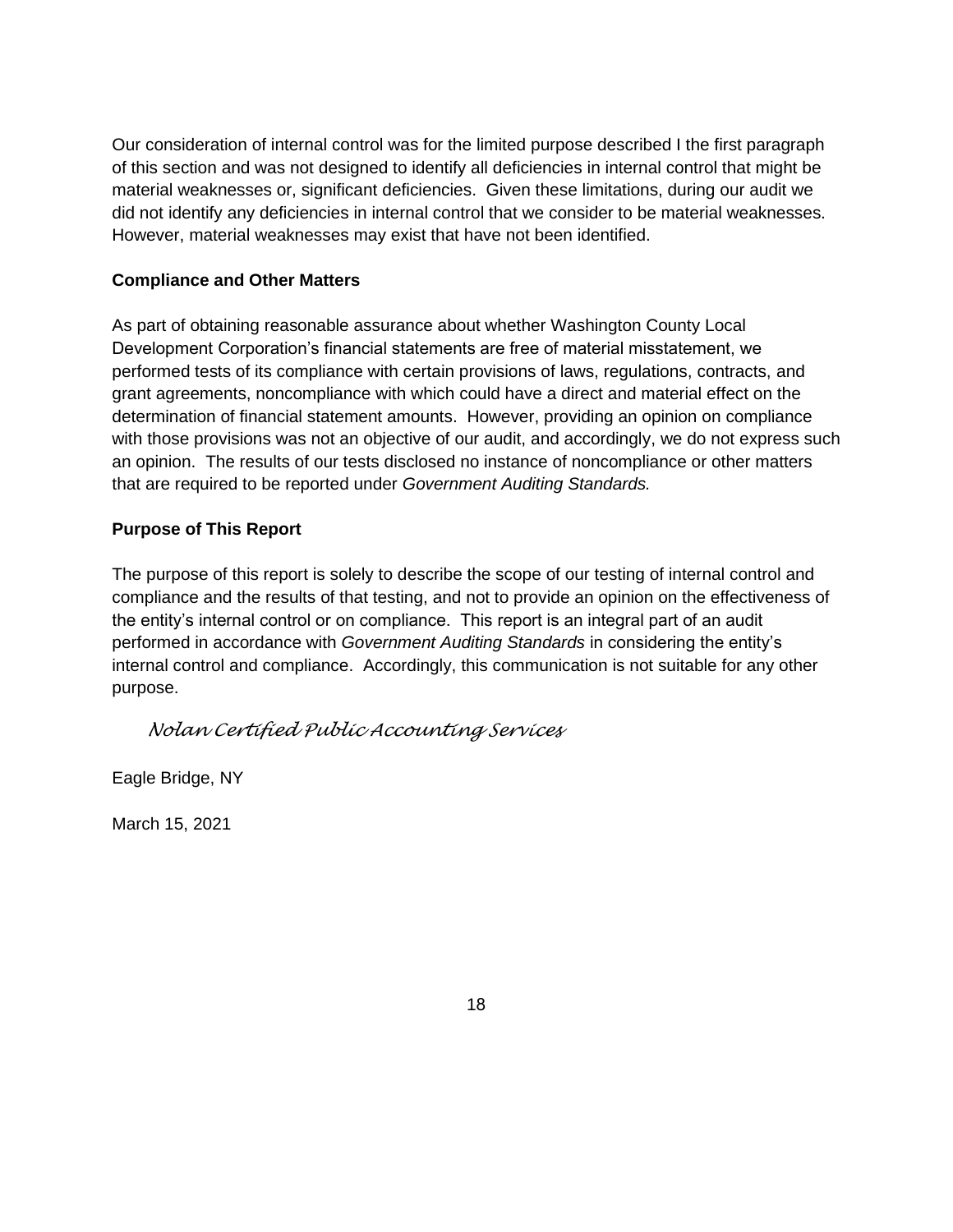Our consideration of internal control was for the limited purpose described I the first paragraph of this section and was not designed to identify all deficiencies in internal control that might be material weaknesses or, significant deficiencies. Given these limitations, during our audit we did not identify any deficiencies in internal control that we consider to be material weaknesses. However, material weaknesses may exist that have not been identified.

**Compliance and Other Matters**

As part of obtaining reasonable assurance about whether Washington County Local Development Corporation's financial statements are free of material misstatement, we performed tests of its compliance with certain provisions of laws, regulations, contracts, and grant agreements, noncompliance with which could have a direct and material effect on the determination of financial statement amounts. However, providing an opinion on compliance with those provisions was not an objective of our audit, and accordingly, we do not express such an opinion. The results of our tests disclosed no instance of noncompliance or other matters that are required to be reported under *Government Auditing Standards.*

**Purpose of This Report**

The purpose of this report is solely to describe the scope of our testing of internal control and compliance and the results of that testing, and not to provide an opinion on the effectiveness of the entity's internal control or on compliance. This report is an integral part of an audit performed in accordance with *Government Auditing Standards* in considering the entity's internal control and compliance. Accordingly, this communication is not suitable for any other purpose.

*Nolan Certified Public Accounting Services*

Eagle Bridge, NY

March 15, 2021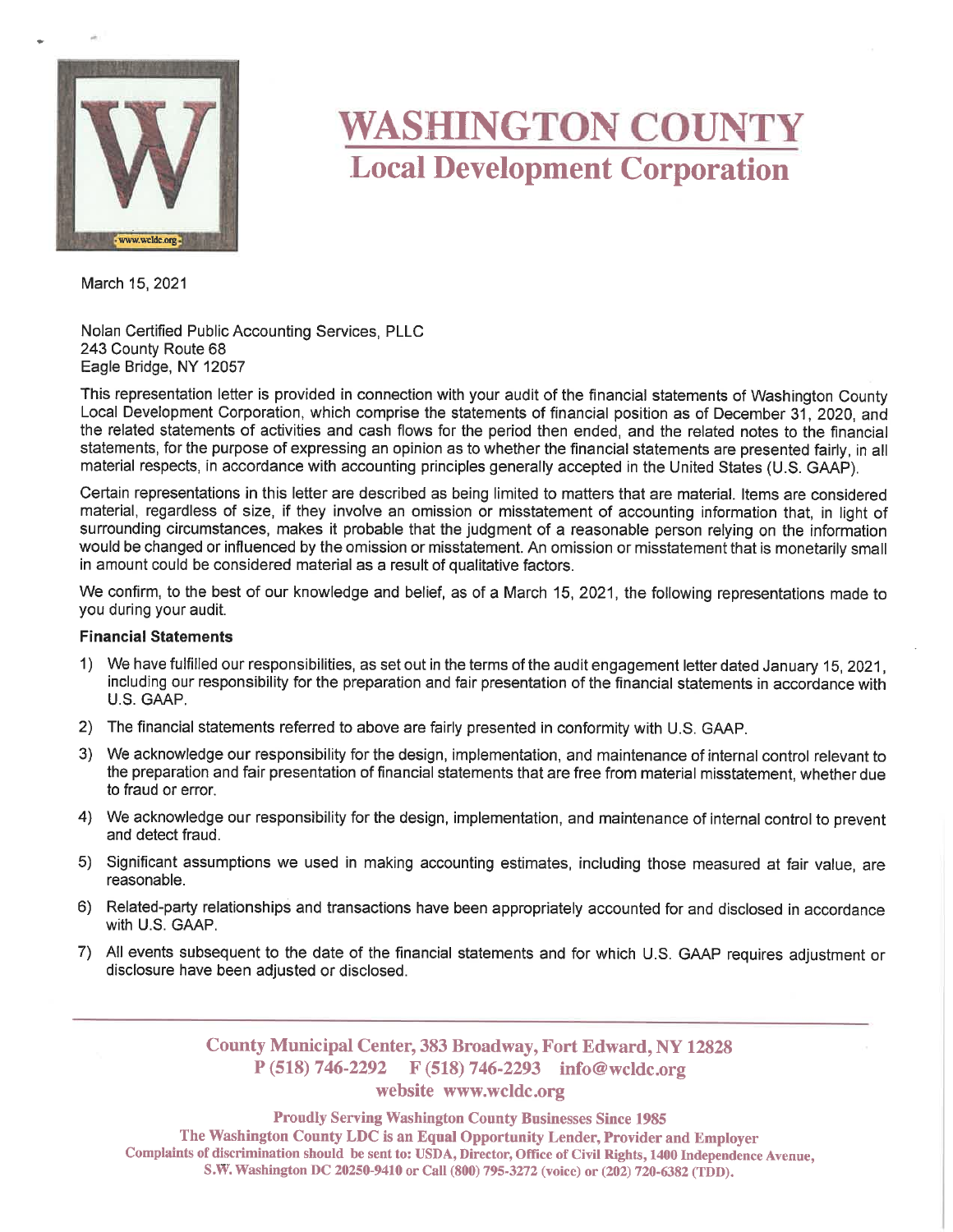# WASHINGTON COUNTY
## Local Development Corporation

March 15, 2021

Nolan Certified Public Accounting Services, PLLC
243 County Route 68
Eagle Bridge, NY 12057

This representation letter is provided in connection with your audit of the financial statements of Washington County Local Development Corporation, which comprise the statements of financial position as of December 31, 2020, and the related statements of activities and cash flows for the period then ended, and the related notes to the financial statements, for the purpose of expressing an opinion as to whether the financial statements are presented fairly, in all material respects, in accordance with accounting principles generally accepted in the United States (U.S. GAAP).

Certain representations in this letter are described as being limited to matters that are material. Items are considered material, regardless of size, if they involve an omission or misstatement of accounting information that, in light of surrounding circumstances, makes it probable that the judgment of a reasonable person relying on the information would be changed or influenced by the omission or misstatement. An omission or misstatement that is monetarily small in amount could be considered material as a result of qualitative factors.

We confirm, to the best of our knowledge and belief, as of a March 15, 2021, the following representations made to you during your audit.

**Financial Statements**

1) We have fulfilled our responsibilities, as set out in the terms of the audit engagement letter dated January 15, 2021, including our responsibility for the preparation and fair presentation of the financial statements in accordance with U.S. GAAP.
2) The financial statements referred to above are fairly presented in conformity with U.S. GAAP.
3) We acknowledge our responsibility for the design, implementation, and maintenance of internal control relevant to the preparation and fair presentation of financial statements that are free from material misstatement, whether due to fraud or error.
4) We acknowledge our responsibility for the design, implementation, and maintenance of internal control to prevent and detect fraud.
5) Significant assumptions we used in making accounting estimates, including those measured at fair value, are reasonable.
6) Related-party relationships and transactions have been appropriately accounted for and disclosed in accordance with U.S. GAAP.
7) All events subsequent to the date of the financial statements and for which U.S. GAAP requires adjustment or disclosure have been adjusted or disclosed.

County Municipal Center, 383 Broadway, Fort Edward, NY 12828
P (518) 746-2292 F (518) 746-2293 info@wcldc.org
website www.wcldc.org

Proudly Serving Washington County Businesses Since 1985
The Washington County LDC is an Equal Opportunity Lender, Provider and Employer
Complaints of discrimination should be sent to: USDA, Director, Office of Civil Rights, 1400 Independence Avenue, S.W. Washington DC 20250-9410 or Call (800) 795-3272 (voice) or (202) 720-6382 (TDD).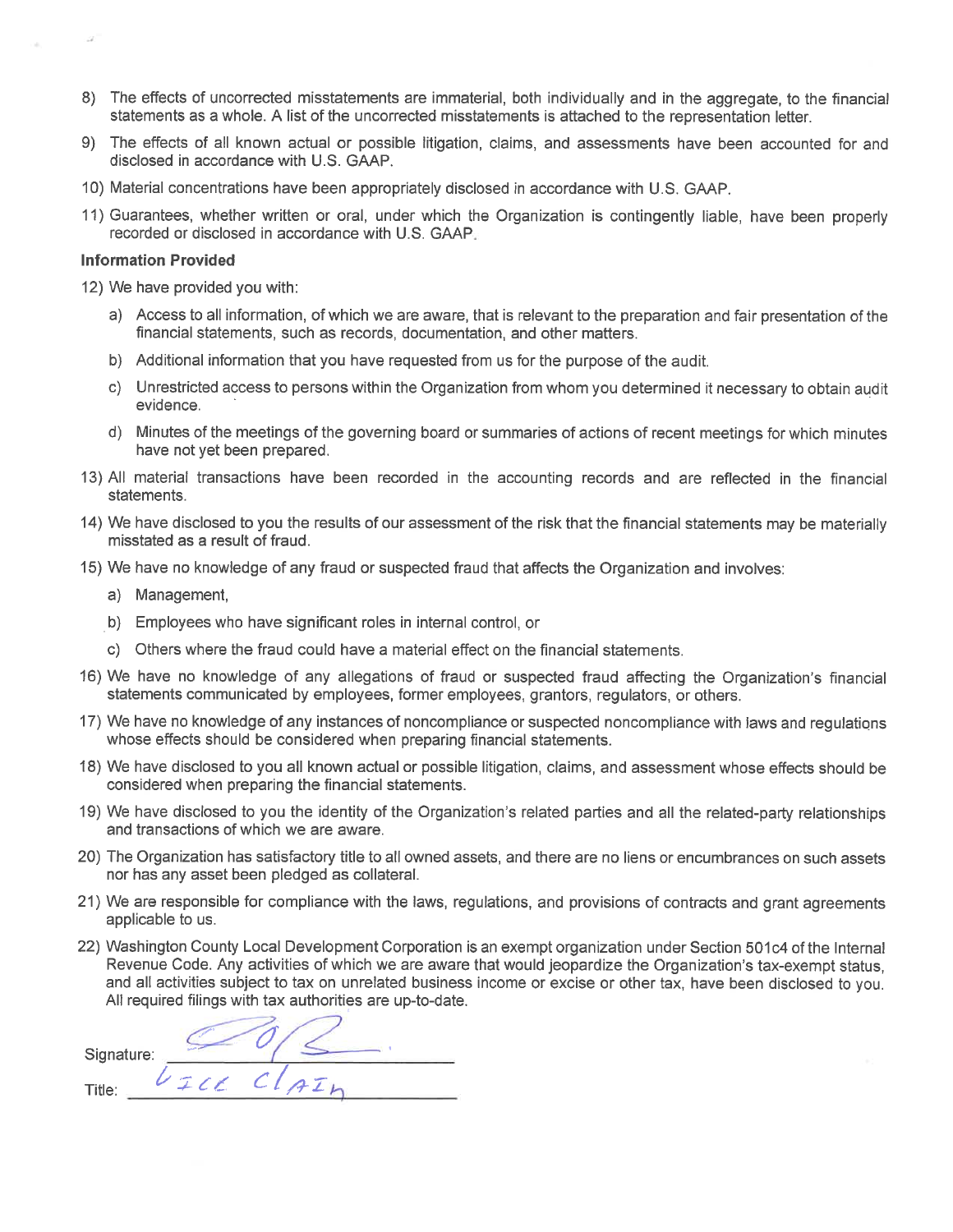8) The effects of uncorrected misstatements are immaterial, both individually and in the aggregate, to the financial statements as a whole. A list of the uncorrected misstatements is attached to the representation letter.

9) The effects of all known actual or possible litigation, claims, and assessments have been accounted for and disclosed in accordance with U.S. GAAP.

10) Material concentrations have been appropriately disclosed in accordance with U.S. GAAP.

11) Guarantees, whether written or oral, under which the Organization is contingently liable, have been properly recorded or disclosed in accordance with U.S. GAAP.

**Information Provided**

12) We have provided you with:

   a) Access to all information, of which we are aware, that is relevant to the preparation and fair presentation of the financial statements, such as records, documentation, and other matters.

   b) Additional information that you have requested from us for the purpose of the audit.

   c) Unrestricted access to persons within the Organization from whom you determined it necessary to obtain audit evidence.

   d) Minutes of the meetings of the governing board or summaries of actions of recent meetings for which minutes have not yet been prepared.

13) All material transactions have been recorded in the accounting records and are reflected in the financial statements.

14) We have disclosed to you the results of our assessment of the risk that the financial statements may be materially misstated as a result of fraud.

15) We have no knowledge of any fraud or suspected fraud that affects the Organization and involves:

   a) Management,

   b) Employees who have significant roles in internal control, or

   c) Others where the fraud could have a material effect on the financial statements.

16) We have no knowledge of any allegations of fraud or suspected fraud affecting the Organization's financial statements communicated by employees, former employees, grantors, regulators, or others.

17) We have no knowledge of any instances of noncompliance or suspected noncompliance with laws and regulations whose effects should be considered when preparing financial statements.

18) We have disclosed to you all known actual or possible litigation, claims, and assessment whose effects should be considered when preparing the financial statements.

19) We have disclosed to you the identity of the Organization's related parties and all the related-party relationships and transactions of which we are aware.

20) The Organization has satisfactory title to all owned assets, and there are no liens or encumbrances on such assets nor has any asset been pledged as collateral.

21) We are responsible for compliance with the laws, regulations, and provisions of contracts and grant agreements applicable to us.

22) Washington County Local Development Corporation is an exempt organization under Section 501c4 of the Internal Revenue Code. Any activities of which we are aware that would jeopardize the Organization's tax-exempt status, and all activities subject to tax on unrelated business income or excise or other tax, have been disclosed to you. All required filings with tax authorities are up-to-date.

Signature: ____________________

Title: VICE CHAIR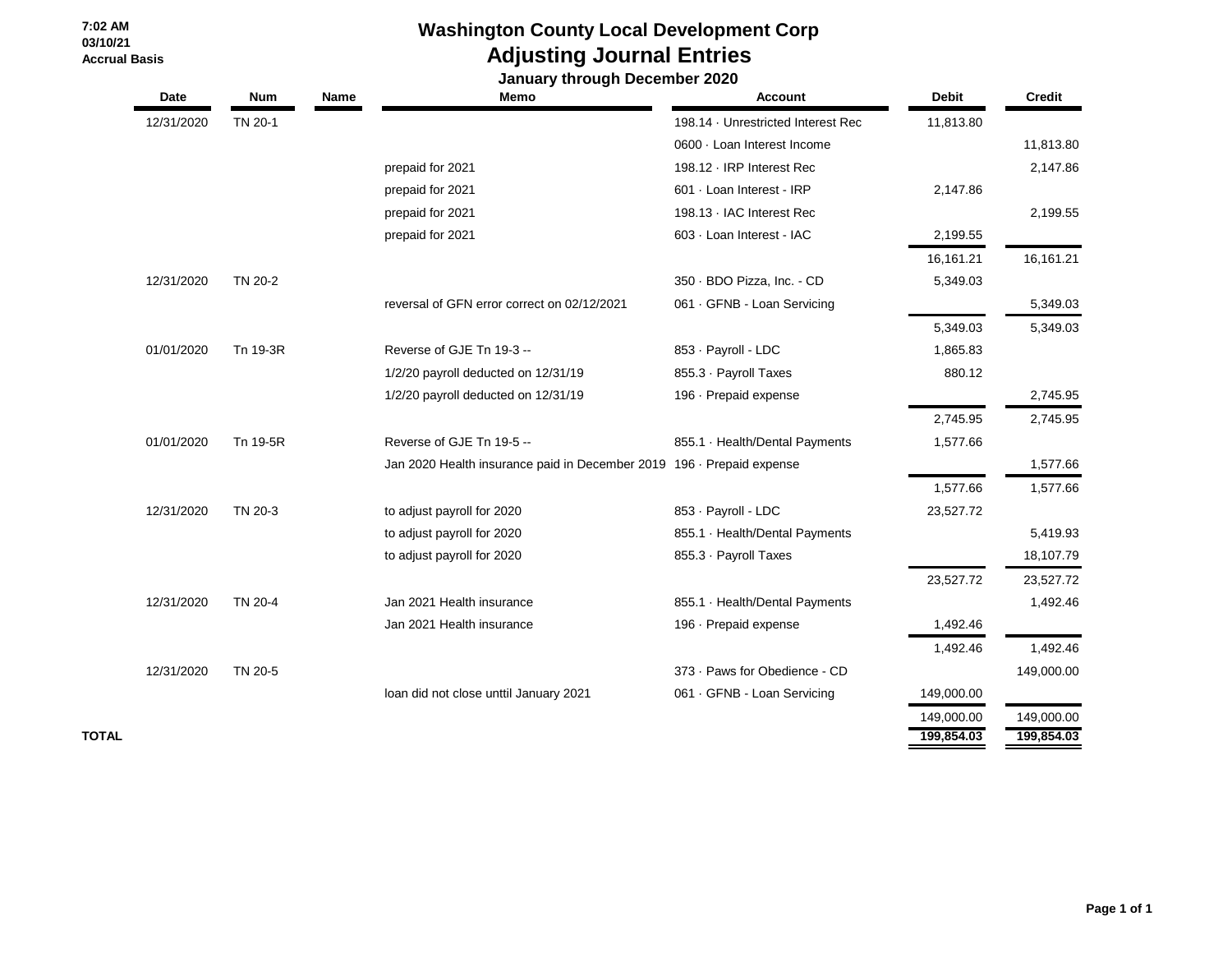7:02 AM
03/10/21
Accrual Basis

# Washington County Local Development Corp
## Adjusting Journal Entries
### January through December 2020

| Date | Num | Name | Memo | Account | Debit | Credit |
|---|---|---|---|---|---|---|
| 12/31/2020 | TN 20-1 | | | 198.14 · Unrestricted Interest Rec | 11,813.80 | |
| | | | | 0600 · Loan Interest Income | | 11,813.80 |
| | | | prepaid for 2021 | 198.12 · IRP Interest Rec | | 2,147.86 |
| | | | prepaid for 2021 | 601 · Loan Interest - IRP | 2,147.86 | |
| | | | prepaid for 2021 | 198.13 · IAC Interest Rec | | 2,199.55 |
| | | | prepaid for 2021 | 603 · Loan Interest - IAC | 2,199.55 | |
| | | | | | 16,161.21 | 16,161.21 |
| 12/31/2020 | TN 20-2 | | | 350 · BDO Pizza, Inc. - CD | 5,349.03 | |
| | | | reversal of GFN error correct on 02/12/2021 | 061 · GFNB - Loan Servicing | | 5,349.03 |
| | | | | | 5,349.03 | 5,349.03 |
| 01/01/2020 | Tn 19-3R | | Reverse of GJE Tn 19-3 -- | 853 · Payroll - LDC | 1,865.83 | |
| | | | 1/2/20 payroll deducted on 12/31/19 | 855.3 · Payroll Taxes | 880.12 | |
| | | | 1/2/20 payroll deducted on 12/31/19 | 196 · Prepaid expense | | 2,745.95 |
| | | | | | 2,745.95 | 2,745.95 |
| 01/01/2020 | Tn 19-5R | | Reverse of GJE Tn 19-5 -- | 855.1 · Health/Dental Payments | 1,577.66 | |
| | | | Jan 2020 Health insurance paid in December 2019 | 196 · Prepaid expense | | 1,577.66 |
| | | | | | 1,577.66 | 1,577.66 |
| 12/31/2020 | TN 20-3 | | to adjust payroll for 2020 | 853 · Payroll - LDC | 23,527.72 | |
| | | | to adjust payroll for 2020 | 855.1 · Health/Dental Payments | | 5,419.93 |
| | | | to adjust payroll for 2020 | 855.3 · Payroll Taxes | | 18,107.79 |
| | | | | | 23,527.72 | 23,527.72 |
| 12/31/2020 | TN 20-4 | | Jan 2021 Health insurance | 855.1 · Health/Dental Payments | | 1,492.46 |
| | | | Jan 2021 Health insurance | 196 · Prepaid expense | 1,492.46 | |
| | | | | | 1,492.46 | 1,492.46 |
| 12/31/2020 | TN 20-5 | | | 373 · Paws for Obedience - CD | | 149,000.00 |
| | | | loan did not close unttil January 2021 | 061 · GFNB - Loan Servicing | 149,000.00 | |
| | | | | | 149,000.00 | 149,000.00 |
| **TOTAL** | | | | | **199,854.03** | **199,854.03** |